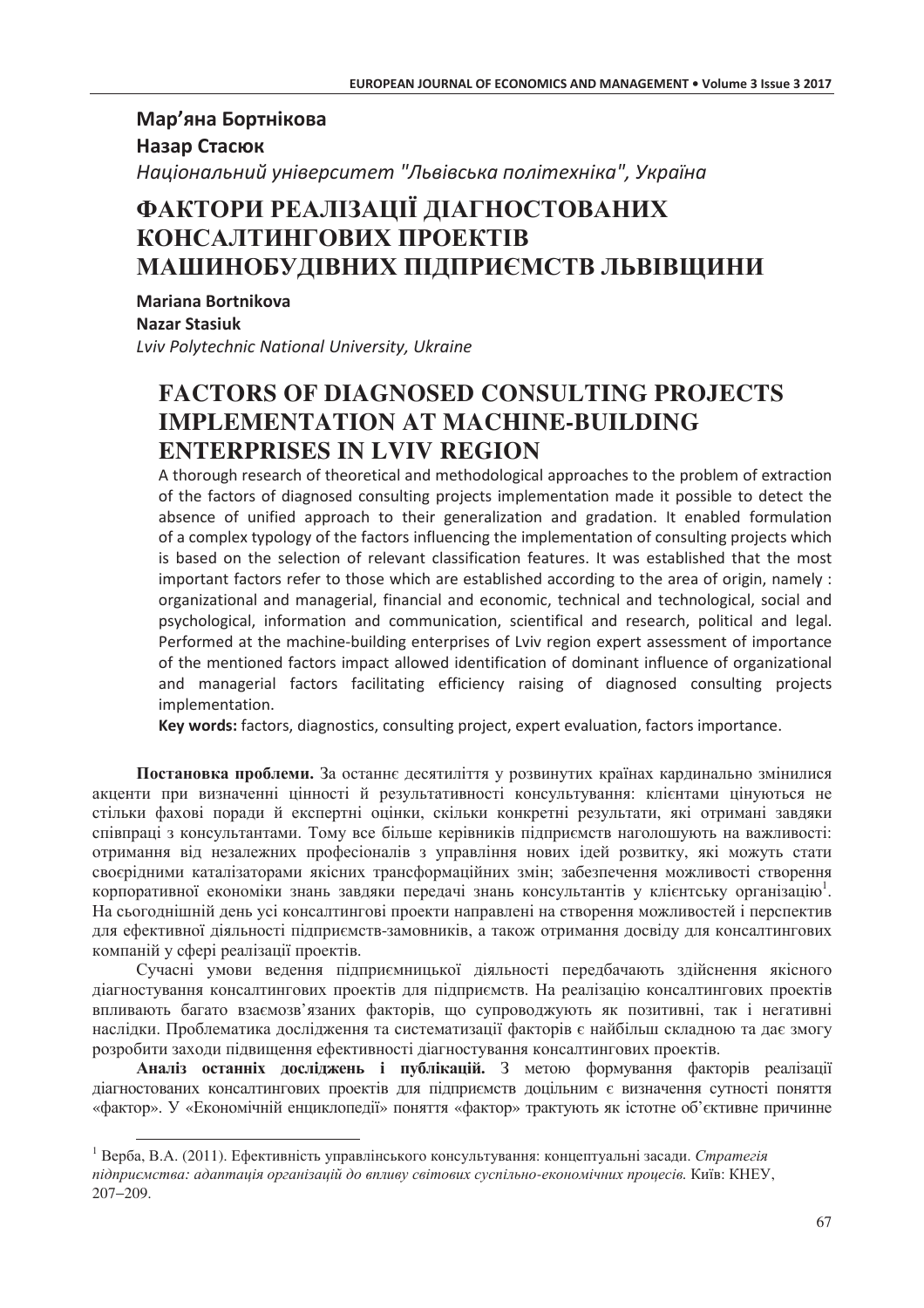**Мар'яна Бортнікова**

**Назар Стасюк**

*Національний університет "Львівська політехніка", Україна*

# ФАКТОРИ РЕАЛІЗАЦІЇ ДІАГНОСТОВАНИХ КОНСАЛТИНГОВИХ ПРОЕКТІВ МАШИНОБУДІВНИХ ПІДПРИЄМСТВ ЛЬВІВЩИНИ

**Mariana Bortnikova**

**Nazar Stasiuk**

*Lviv Polytechnic National University, Ukraine*

# FACTORS OF DIAGNOSED CONSULTING PROJECTS IMPLEMENTATION AT MACHINE-BUILDING ENTERPRISES IN LVIV REGION

A thorough research of theoretical and methodological approaches to the problem of extraction of the factors of diagnosed consulting to their projects implementation made it possible to detect the absence of unified approach to their generalization and gradation. It enabled formulation of a complex typology of the factors influencing the implementation of consulting projects which is based on the selection of relevant classification features. It was established that the most important factors refer to those which are established according to the area of origin, namely : organizational and managerial, financial and economic, technical and technological, social and psychological, information and communication, scientifical and research, political and legal. Performed at the machine-building enterprises of Lviv region expert assessment of importance of the mentioned factors impact allowed identification of dominant influence of organizational and managerial factors facilitating efficiency raising of diagnosed consulting projects implementation.

**Key words:** factors, diagnostics, consulting project, expert evaluation, factors importance.

**Постановка проблеми.** За останнє десятиліття у розвинутих країнах кардинально змінилися акценти при визначенні цінності й результативності консультування: клієнтами цінуються не стільки фахові поради й експертні оцінки, скільки конкретні результати, які отримані завдяки співпраці з консультантами. Тому все більше керівників підприємств наголошують на важливості: отримання від незалежних професіоналів з управління нових ідей розвитку, які можуть стати своєрідними каталізаторами якісних трансформаційних змін; забезпечення можливості створення корпоративної економіки знань завдяки передачі знань консультантів у клієнтську організацію[1]. На сьогоднішній день усі консалтингові проекти направлені на створення можливостей і перспектив для ефективної діяльності підприємств-замовників, а також отримання досвіду для консалтингових компаній у сфері реалізації проектів.

Сучасні умови ведення підприємницької діяльності передбачають здійснення якісного діагностування консалтингових проектів для підприємств. На реалізацію консалтингових проектів впливають багато взаємозв'язаних факторів, що супроводжують як позитивні, так і негативні наслідки. Проблематика дослідження та систематизації факторів є найбільш складною та дає змогу розробити заходи підвищення ефективності діагностування консалтингових проектів.

**Аналіз останніх досліджень і публікацій.** З метою формування факторів реалізації діагностованих консалтингових проектів для підприємств доцільним є визначення сутності поняття «фактор». У «Економічній енциклопедії» поняття «фактор» трактують як істотне об'єктивне причинне

---

[1] Верба, В.А. (2011). Ефективність управлінського консультування: концептуальні засади. *Стратегія підприємства: адаптація організацій до впливу світових суспільно-економічних процесів.* Київ: КНЕУ, 207–209.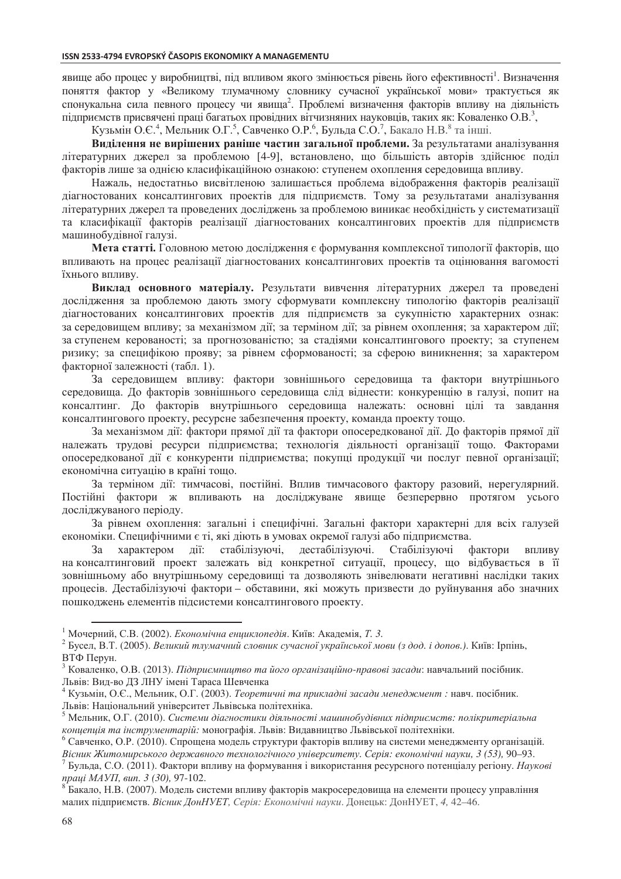явище або процес у виробництві, під впливом якого змінюється рівень його ефективності[1]. Визначення поняття фактор у «Великому тлумачному словнику сучасної української мови» трактується як спонукальна сила певного процесу чи явища[2]. Проблемі визначення факторів впливу на діяльність підприємств присвячені праці багатьох провідних вітчизняних науковців, таких як: Коваленко О.В.[3], Кузьмін О.Є.[4], Мельник О.Г.[5], Савченко О.Р.[6], Бульда С.О.[7], Бакало Н.В.[8] та інші.

**Виділення не вирішених раніше частин загальної проблеми.** За результатами аналізування літературних джерел за проблемою [4-9], встановлено, що більшість авторів здійснює поділ факторів лише за однією класифікаційною ознакою: ступенем охоплення середовища впливу.

Нажаль, недостатньо висвітленою залишається проблема відображення факторів реалізації діагностованих консалтингових проектів для підприємств. Тому за результатами аналізування літературних джерел та проведених досліджень за проблемою виникає необхідність у систематизації та класифікації факторів реалізації діагностованих консалтингових проектів для підприємств машинобудівної галузі.

**Мета статті.** Головною метою дослідження є формування комплексної типології факторів, що впливають на процес реалізації діагностованих консалтингових проектів та оцінювання вагомості їхнього впливу.

**Виклад основного матеріалу.** Результати вивчення літературних джерел та проведені дослідження за проблемою дають змогу сформувати комплексну типологію факторів реалізації діагностованих консалтингових проектів для підприємств за сукупністю характерних ознак: за середовищем впливу; за механізмом дії; за терміном дії; за рівнем охоплення; за характером дії; за ступенем керованості; за прогнозованістю; за стадіями консалтингового проекту; за ступенем ризику; за специфікою прояву; за рівнем сформованості; за сферою виникнення; за характером факторної залежності (табл. 1).

За середовищем впливу: фактори зовнішнього середовища та фактори внутрішнього середовища. До факторів зовнішнього середовища слід віднести: конкуренцію в галузі, попит на консалтинг. До факторів внутрішнього середовища належать: основні цілі та завдання консалтингового проекту, ресурсне забезпечення проекту, команда проекту тощо.

За механізмом дії: фактори прямої дії та фактори опосередкованої дії. До факторів прямої дії належать трудові ресурси підприємства; технологія діяльності організації тощо. Факторами опосередкованої дії є конкуренти підприємства; покупці продукції чи послуг певної організації; економічна ситуацію в країні тощо.

За терміном дії: тимчасові, постійні. Вплив тимчасового фактору разовий, нерегулярний. Постійні фактори ж впливають на досліджуване явище безперервно протягом усього досліджуваного періоду.

За рівнем охоплення: загальні і специфічні. Загальні фактори характерні для всіх галузей економіки. Специфічними є ті, які діють в умовах окремої галузі або підприємства.

За характером дії: стабілізуючі, дестабілізуючі. Стабілізуючі фактори впливу на консалтинговий проект залежать від конкретної ситуації, процесу, що відбувається в її зовнішньому або внутрішньому середовищі та дозволяють знівелювати негативні наслідки таких процесів. Дестабілізуючі фактори – обставини, які можуть призвести до руйнування або значних пошкоджень елементів підсистеми консалтингового проекту.

---

[1] Мочерний, С.В. (2002). *Економічна енциклопедія*. Київ: Академія, *Т. 3.*

[2] Бусел, В.Т. (2005). *Великий тлумачний словник сучасної української мови (з дод. і допов.)*. Київ: Ірпінь, ВТФ Перун.

[3] Коваленко, О.В. (2013). *Підприємництво та його організаційно-правові засади*: навчальний посібник. Львів: Вид-во ДЗ ЛНУ імені Тараса Шевченка

[4] Кузьмін, О.Є., Мельник, О.Г. (2003). *Теоретичні та прикладні засади менеджмент :* навч. посібник. Львів: Національний університет Львівська політехніка.

[5] Мельник, О.Г. (2010). *Системи діагностики діяльності машинобудівних підприємств: полікритеріальна концепція та інструментарій:* монографія. Львів: Видавництво Львівської політехніки.

[6] Савченко, О.Р. (2010). Спрощена модель структури факторів впливу на системи менеджменту організацій. *Вісник Житомирського державного технологічного університету. Серія: економічні науки, 3 (53),* 90–93.

[7] Бульда, С.О. (2011). Фактори впливу на формування і використання ресурсного потенціалу регіону. *Наукові праці МАУП, вип. 3 (30),* 97-102.

[8] Бакало, Н.В. (2007). Модель системи впливу факторів макросередовища на елементи процесу управління малих підприємств. *Вісник ДонНУЕТ, Серія: Економічні науки*. Донецьк: ДонНУЕТ, *4,* 42–46.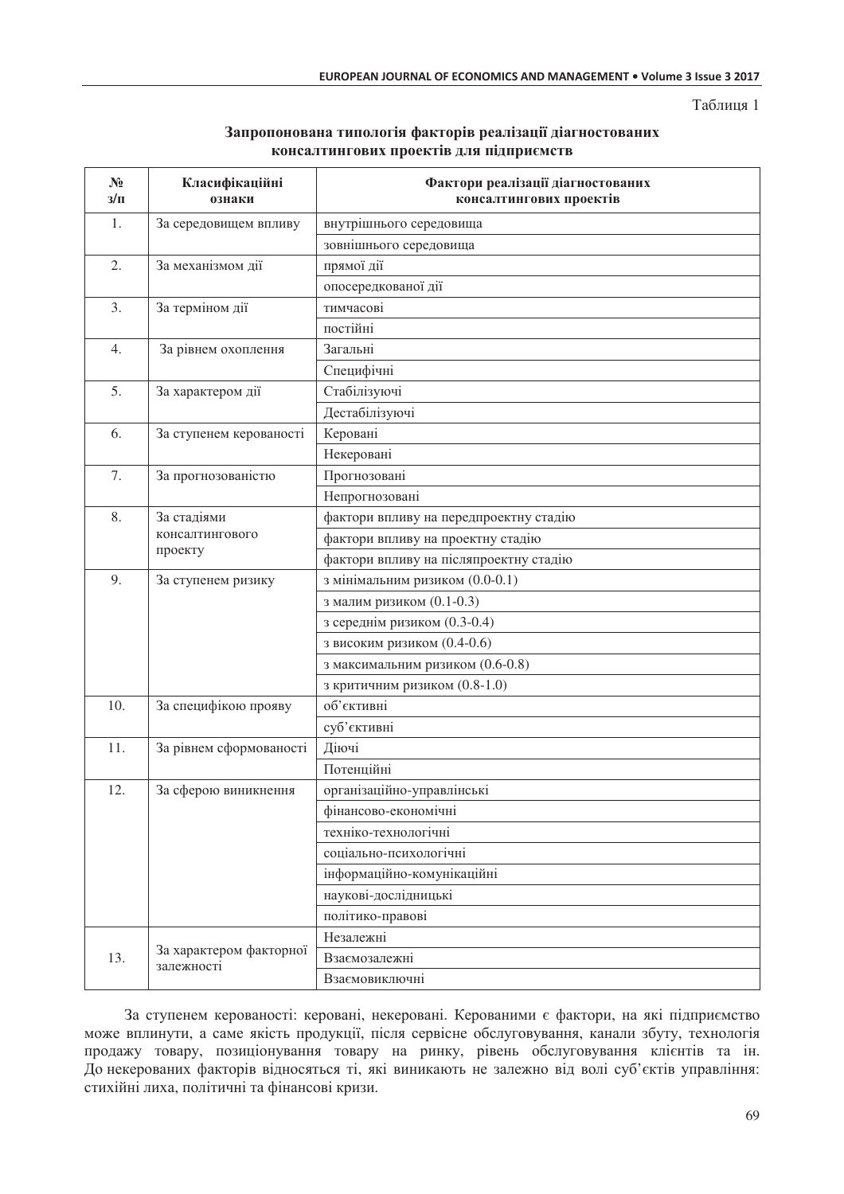Таблиця 1

**Запропонована типологія факторів реалізації діагностованих консалтингових проектів для підприємств**

| № з/п | Класифікаційні ознаки | Фактори реалізації діагностованих консалтингових проектів |
|---|---|---|
| 1. | За середовищем впливу | внутрішнього середовища |
| | | зовнішнього середовища |
| 2. | За механізмом дії | прямої дії |
| | | опосередкованої дії |
| 3. | За терміном дії | тимчасові |
| | | постійні |
| 4. | За рівнем охоплення | Загальні |
| | | Специфічні |
| 5. | За характером дії | Стабілізуючі |
| | | Дестабілізуючі |
| 6. | За ступенем керованості | Керовані |
| | | Некеровані |
| 7. | За прогнозованістю | Прогнозовані |
| | | Непрогнозовані |
| 8. | За стадіями консалтингового проекту | фактори впливу на передпроектну стадію |
| | | фактори впливу на проектну стадію |
| | | фактори впливу на післяпроектну стадію |
| 9. | За ступенем ризику | з мінімальним ризиком (0.0-0.1) |
| | | з малим ризиком (0.1-0.3) |
| | | з середнім ризиком (0.3-0.4) |
| | | з високим ризиком (0.4-0.6) |
| | | з максимальним ризиком (0.6-0.8) |
| | | з критичним ризиком (0.8-1.0) |
| 10. | За специфікою прояву | об'єктивні |
| | | суб'єктивні |
| 11. | За рівнем сформованості | Діючі |
| | | Потенційні |
| 12. | За сферою виникнення | організаційно-управлінські |
| | | фінансово-економічні |
| | | техніко-технологічні |
| | | соціально-психологічні |
| | | інформаційно-комунікаційні |
| | | наукові-дослідницькі |
| | | політико-правові |
| 13. | За характером факторної залежності | Незалежні |
| | | Взаємозалежні |
| | | Взаємовиключні |

За ступенем керованості: керовані, некеровані. Керованими є фактори, на які підприємство може вплинути, а саме якість продукції, після сервісне обслуговування, канали збуту, технологія продажу товару, позиціонування товару на ринку, рівень обслуговування клієнтів та ін. До некерованих факторів відносяться ті, які виникають не залежно від волі суб'єктів управління: стихійні лиха, політичні та фінансові кризи.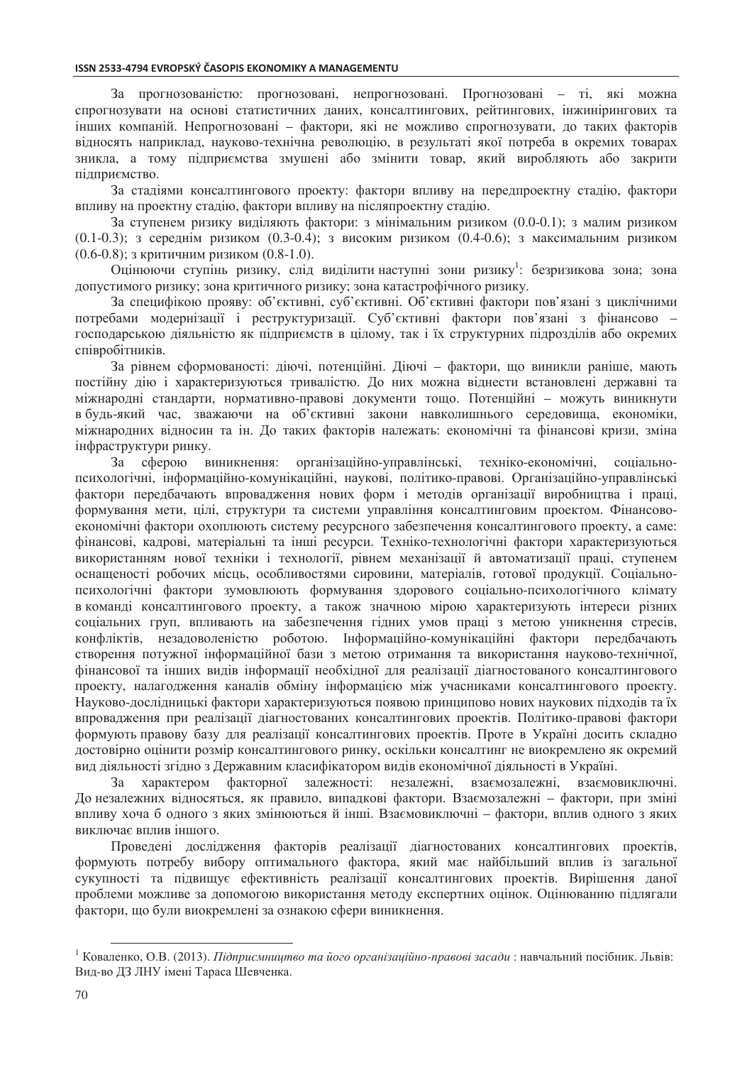За прогнозованістю: прогнозовані, непрогнозовані. Прогнозовані – ті, які можна спрогнозувати на основі статистичних даних, консалтингових, рейтингових, інжинірингових та інших компаній. Непрогнозовані – фактори, які не можливо спрогнозувати, до таких факторів відносять наприклад, науково-технічна революцію, в результаті якої потреба в окремих товарах зникла, а тому підприємства змушені або змінити товар, який виробляють або закрити підприємство.

За стадіями консалтингового проекту: фактори впливу на передпроектну стадію, фактори впливу на проектну стадію, фактори впливу на післяпроектну стадію.

За ступенем ризику виділяють фактори: з мінімальним ризиком (0.0-0.1); з малим ризиком (0.1-0.3); з середнім ризиком (0.3-0.4); з високим ризиком (0.4-0.6); з максимальним ризиком (0.6-0.8); з критичним ризиком (0.8-1.0).

Оцінюючи ступінь ризику, слід виділити наступні зони ризику[1]: безризикова зона; зона допустимого ризику; зона критичного ризику; зона катастрофічного ризику.

За специфікою прояву: об'єктивні, суб'єктивні. Об'єктивні фактори пов'язані з циклічними потребами модернізації і реструктуризації. Суб'єктивні фактори пов'язані з фінансово – господарською діяльністю як підприємств в цілому, так і їх структурних підрозділів або окремих співробітників.

За рівнем сформованості: діючі, потенційні. Діючі – фактори, що виникли раніше, мають постійну дію і характеризуються тривалістю. До них можна віднести встановлені державні та міжнародні стандарти, нормативно-правові документи тощо. Потенційні – можуть виникнути в будь-який час, зважаючи на об'єктивні закони навколишнього середовища, економіки, міжнародних відносин та ін. До таких факторів належать: економічні та фінансові кризи, зміна інфраструктури ринку.

За сферою виникнення: організаційно-управлінські, техніко-економічні, соціально-психологічні, інформаційно-комунікаційні, наукові, політико-правові. Організаційно-управлінські фактори передбачають впровадження нових форм і методів організації виробництва і праці, формування мети, цілі, структури та системи управління консалтинговим проектом. Фінансово-економічні фактори охоплюють систему ресурсного забезпечення консалтингового проекту, а саме: фінансові, кадрові, матеріальні та інші ресурси. Техніко-технологічні фактори характеризуються використанням нової техніки і технології, рівнем механізації й автоматизації праці, ступенем оснащеності робочих місць, особливостями сировини, матеріалів, готової продукції. Соціально-психологічні фактори зумовлюють формування здорового соціально-психологічного клімату в команді консалтингового проекту, а також значною мірою характеризують інтереси різних соціальних груп, впливають на забезпечення гідних умов праці з метою уникнення стресів, конфліктів, незадоволеністю роботою. Інформаційно-комунікаційні фактори передбачають створення потужної інформаційної бази з метою отримання та використання науково-технічної, фінансової та інших видів інформації необхідної для реалізації діагностованого консалтингового проекту, налагодження каналів обміну інформацією між учасниками консалтингового проекту. Науково-дослідницькі фактори характеризуються появою принципово нових наукових підходів та їх впровадження при реалізації діагностованих консалтингових проектів. Політико-правові фактори формують правову базу для реалізації консалтингових проектів. Проте в Україні досить складно достовірно оцінити розмір консалтингового ринку, оскільки консалтинг не виокремлено як окремий вид діяльності згідно з Державним класифікатором видів економічної діяльності в Україні.

За характером факторної залежності: незалежні, взаємозалежні, взаємовиключні. До незалежних відносяться, як правило, випадкові фактори. Взаємозалежні – фактори, при зміні впливу хоча б одного з яких змінюються й інші. Взаємовиключні – фактори, вплив одного з яких виключає вплив іншого.

Проведені дослідження факторів реалізації діагностованих консалтингових проектів, формують потребу вибору оптимального фактора, який має найбільший вплив із загальної сукупності та підвищує ефективність реалізації консалтингових проектів. Вирішення даної проблеми можливе за допомогою використання методу експертних оцінок. Оцінюванню підлягали фактори, що були виокремлені за ознакою сфери виникнення.

---

[1] Коваленко, О.В. (2013). *Підприємництво та його організаційно-правові засади* : навчальний посібник. Львів: Вид-во ДЗ ЛНУ імені Тараса Шевченка.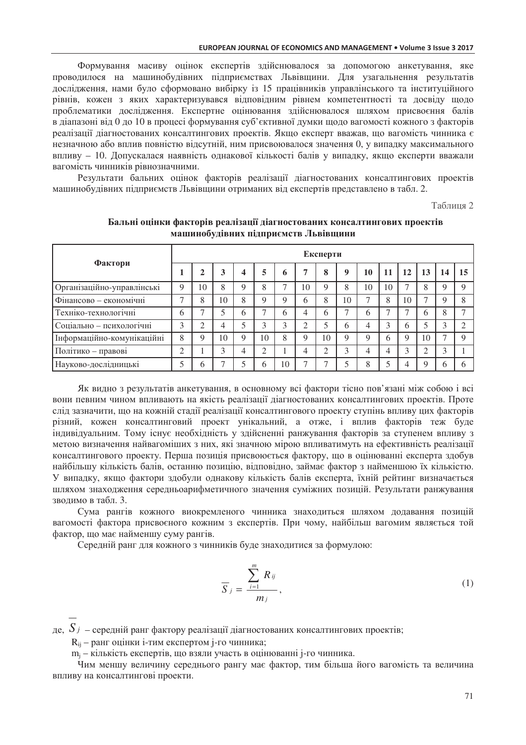Формування масиву оцінок експертів здійснювалося за допомогою анкетування, яке проводилося на машинобудівних підприємствах Львівщини. Для узагальнення результатів дослідження, нами було сформовано вибірку із 15 працівників управлінського та інституційного рівнів, кожен з яких характеризувався відповідним рівнем компетентності та досвіду щодо проблематики дослідження. Експертне оцінювання здійснювалося шляхом присвоєння балів в діапазоні від 0 до 10 в процесі формування суб'єктивної думки щодо вагомості кожного з факторів реалізації діагностованих консалтингових проектів. Якщо експерт вважав, що вагомість чинника є незначною або вплив повністю відсутній, ним присвоювалося значення 0, у випадку максимального впливу – 10. Допускалася наявність однакової кількості балів у випадку, якщо експерти вважали вагомість чинників рівнозначними.

Результати бальних оцінок факторів реалізації діагностованих консалтингових проектів машинобудівних підприємств Львівщини отриманих від експертів представлено в табл. 2.

Таблиця 2

**Бальні оцінки факторів реалізації діагностованих консалтингових проектів машинобудівних підприємств Львівщини**

| Фактори | Експерти | | | | | | | | | | | | | | |
|---|---|---|---|---|---|---|---|---|---|---|---|---|---|---|---|
| | **1** | **2** | **3** | **4** | **5** | **6** | **7** | **8** | **9** | **10** | **11** | **12** | **13** | **14** | **15** |
| Організаційно-управлінські | 9 | 10 | 8 | 9 | 8 | 7 | 10 | 9 | 8 | 10 | 10 | 7 | 8 | 9 | 9 |
| Фінансово – економічні | 7 | 8 | 10 | 8 | 9 | 9 | 6 | 8 | 10 | 7 | 8 | 10 | 7 | 9 | 8 |
| Техніко-технологічні | 6 | 7 | 5 | 6 | 7 | 6 | 4 | 6 | 7 | 6 | 7 | 7 | 6 | 8 | 7 |
| Соціально – психологічні | 3 | 2 | 4 | 5 | 3 | 3 | 2 | 5 | 6 | 4 | 3 | 6 | 5 | 3 | 2 |
| Інформаційно-комунікаційні | 8 | 9 | 10 | 9 | 10 | 8 | 9 | 10 | 9 | 9 | 6 | 9 | 10 | 7 | 9 |
| Політико – правові | 2 | 1 | 3 | 4 | 2 | 1 | 4 | 2 | 3 | 4 | 4 | 3 | 2 | 3 | 1 |
| Науково-дослідницькі | 5 | 6 | 7 | 5 | 6 | 10 | 7 | 7 | 5 | 8 | 5 | 4 | 9 | 6 | 6 |

Як видно з результатів анкетування, в основному всі фактори тісно пов'язані між собою і всі вони певним чином впливають на якість реалізації діагностованих консалтингових проектів. Проте слід зазначити, що на кожній стадії реалізації консалтингового проекту ступінь впливу цих факторів різний, кожен консалтинговий проект унікальний, а отже, і вплив факторів теж буде індивідуальним. Тому існує необхідність у здійсненні ранжування факторів за ступенем впливу з метою визначення найвагоміших з них, які значною мірою впливатимуть на ефективність реалізації консалтингового проекту. Перша позиція присвоюється фактору, що в оцінюванні експерта здобув найбільшу кількість балів, останню позицію, відповідно, займає фактор з найменшою їх кількістю. У випадку, якщо фактори здобули однакову кількість балів експерта, їхній рейтинг визначається шляхом знаходження середньоарифметичного значення суміжних позицій. Результати ранжування зводимо в табл. 3.

Сума рангів кожного виокремленого чинника знаходиться шляхом додавання позицій вагомості фактора присвоєного кожним з експертів. При чому, найбільш вагомим являється той фактор, що має найменшу суму рангів.

Середній ранг для кожного з чинників буде знаходитися за формулою:

$$\overline{S}_j = \frac{\sum_{i=1}^{m} R_{ij}}{m_j}, \qquad (1)$$

де, $\overline{S}_j$ – середній ранг фактору реалізації діагностованих консалтингових проектів;

$R_{ij}$ – ранг оцінки i-тим експертом j-го чинника;

$m_j$ – кількість експертів, що взяли участь в оцінюванні j-го чинника.

Чим меншу величину середнього рангу має фактор, тим більша його вагомість та величина впливу на консалтингові проекти.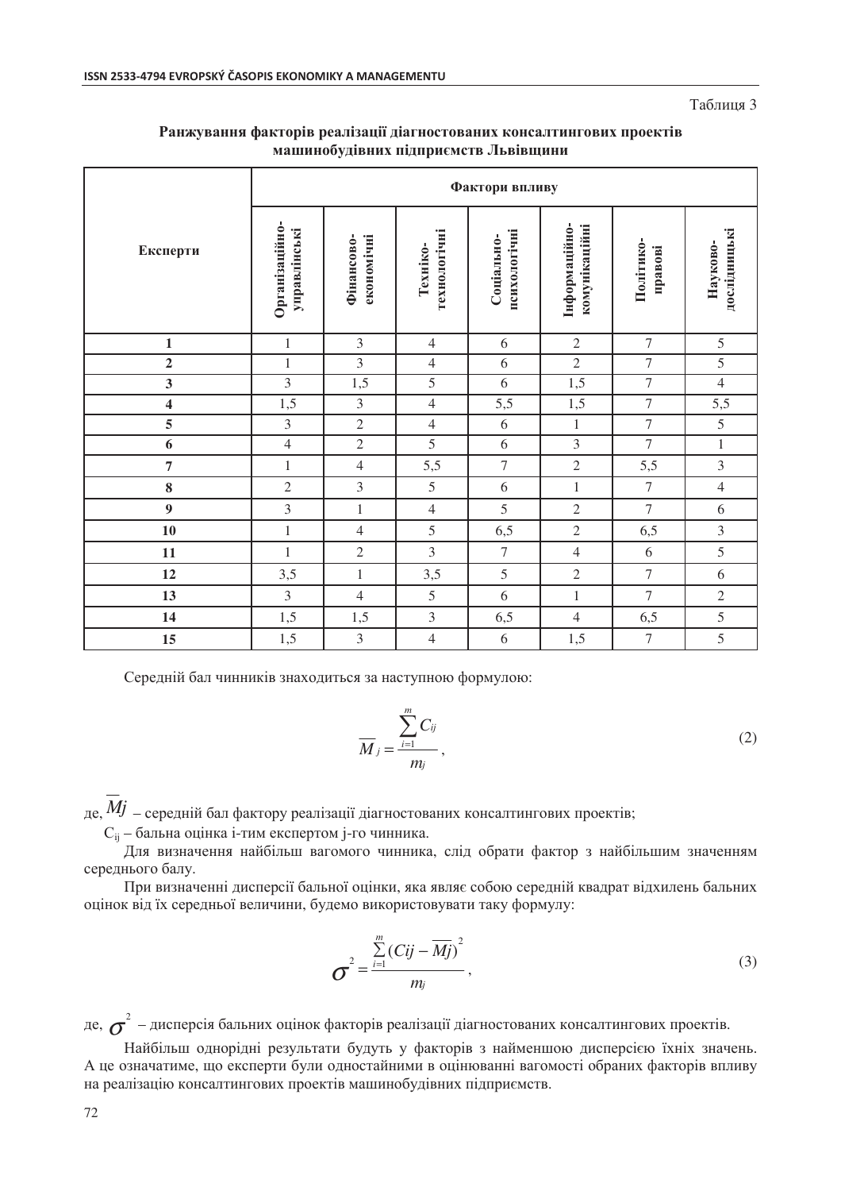Таблиця 3

**Ранжування факторів реалізації діагностованих консалтингових проектів машинобудівних підприємств Львівщини**

| Експерти | Фактори впливу | | | | | | |
|---|---|---|---|---|---|---|---|
| | Організаційно-управлінські | Фінансово-економічні | Техніко-технологічні | Соціально-психологічні | Інформаційно-комунікаційні | Політико-правові | Науково-дослідницькі |
| **1** | 1 | 3 | 4 | 6 | 2 | 7 | 5 |
| **2** | 1 | 3 | 4 | 6 | 2 | 7 | 5 |
| **3** | 3 | 1,5 | 5 | 6 | 1,5 | 7 | 4 |
| **4** | 1,5 | 3 | 4 | 5,5 | 1,5 | 7 | 5,5 |
| **5** | 3 | 2 | 4 | 6 | 1 | 7 | 5 |
| **6** | 4 | 2 | 5 | 6 | 3 | 7 | 1 |
| **7** | 1 | 4 | 5,5 | 7 | 2 | 5,5 | 3 |
| **8** | 2 | 3 | 5 | 6 | 1 | 7 | 4 |
| **9** | 3 | 1 | 4 | 5 | 2 | 7 | 6 |
| **10** | 1 | 4 | 5 | 6,5 | 2 | 6,5 | 3 |
| **11** | 1 | 2 | 3 | 7 | 4 | 6 | 5 |
| **12** | 3,5 | 1 | 3,5 | 5 | 2 | 7 | 6 |
| **13** | 3 | 4 | 5 | 6 | 1 | 7 | 2 |
| **14** | 1,5 | 1,5 | 3 | 6,5 | 4 | 6,5 | 5 |
| **15** | 1,5 | 3 | 4 | 6 | 1,5 | 7 | 5 |

Середній бал чинників знаходиться за наступною формулою:

$$\overline{M}_j = \frac{\sum_{i=1}^{m} C_{ij}}{m_j}, \tag{2}$$

де, $\overline{Mj}$ – середній бал фактору реалізації діагностованих консалтингових проектів;

$C_{ij}$ – бальна оцінка i-тим експертом j-го чинника.

Для визначення найбільш вагомого чинника, слід обрати фактор з найбільшим значенням середнього балу.

При визначенні дисперсії бальної оцінки, яка являє собою середній квадрат відхилень бальних оцінок від їх середньої величини, будемо використовувати таку формулу:

$$\sigma^2 = \frac{\sum_{i=1}^{m} (Cij - \overline{Mj})^2}{m_j}, \tag{3}$$

де, $\sigma^2$ – дисперсія бальних оцінок факторів реалізації діагностованих консалтингових проектів.

Найбільш однорідні результати будуть у факторів з найменшою дисперсією їхніх значень. А це означатиме, що експерти були одностайними в оцінюванні вагомості обраних факторів впливу на реалізацію консалтингових проектів машинобудівних підприємств.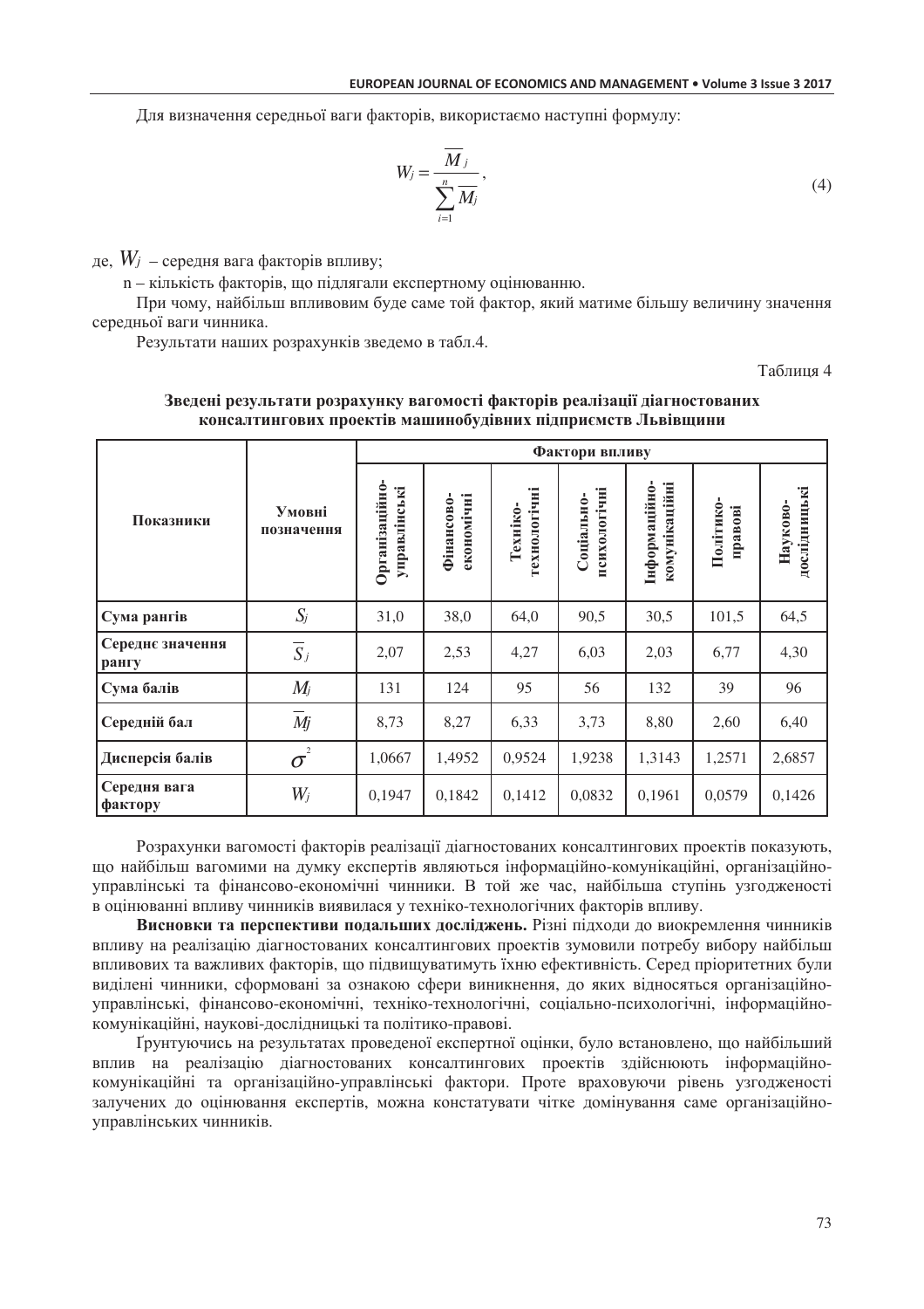Для визначення середньої ваги факторів, використаємо наступні формулу:

$$W_j = \frac{\overline{M}_j}{\sum_{i=1}^{n} \overline{M_j}}, \tag{4}$$

де, $W_j$ – середня вага факторів впливу;

n – кількість факторів, що підлягали експертному оцінюванню.

При чому, найбільш впливовим буде саме той фактор, який матиме більшу величину значення середньої ваги чинника.

Результати наших розрахунків зведемо в табл.4.

Таблиця 4

**Зведені результати розрахунку вагомості факторів реалізації діагностованих консалтингових проектів машинобудівних підприємств Львівщини**

| Показники | Умовні позначення | Фактори впливу | | | | | | |
|---|---|---|---|---|---|---|---|---|
| | | Організаційно-управлінські | Фінансово-економічні | Техніко-технологічні | Соціально-психологічні | Інформаційно-комунікаційні | Політико-правові | Науково-дослідницькі |
| **Сума рангів** | $S_j$ | 31,0 | 38,0 | 64,0 | 90,5 | 30,5 | 101,5 | 64,5 |
| **Середнє значення рангу** | $\overline{S}_j$ | 2,07 | 2,53 | 4,27 | 6,03 | 2,03 | 6,77 | 4,30 |
| **Сума балів** | $M_j$ | 131 | 124 | 95 | 56 | 132 | 39 | 96 |
| **Середній бал** | $\overline{M}_j$ | 8,73 | 8,27 | 6,33 | 3,73 | 8,80 | 2,60 | 6,40 |
| **Дисперсія балів** | $\sigma^2$ | 1,0667 | 1,4952 | 0,9524 | 1,9238 | 1,3143 | 1,2571 | 2,6857 |
| **Середня вага фактору** | $W_j$ | 0,1947 | 0,1842 | 0,1412 | 0,0832 | 0,1961 | 0,0579 | 0,1426 |

Розрахунки вагомості факторів реалізації діагностованих консалтингових проектів показують, що найбільш вагомими на думку експертів являються інформаційно-комунікаційні, організаційно-управлінські та фінансово-економічні чинники. В той же час, найбільша ступінь узгодженості в оцінюванні впливу чинників виявилася у техніко-технологічних факторів впливу.

**Висновки та перспективи подальших досліджень.** Різні підходи до виокремлення чинників впливу на реалізацію діагностованих консалтингових проектів зумовили потребу вибору найбільш впливових та важливих факторів, що підвищуватимуть їхню ефективність. Серед пріоритетних були виділені чинники, сформовані за ознакою сфери виникнення, до яких відносяться організаційно-управлінські, фінансово-економічні, техніко-технологічні, соціально-психологічні, інформаційно-комунікаційні, наукові-дослідницькі та політико-правові.

Ґрунтуючись на результатах проведеної експертної оцінки, було встановлено, що найбільший вплив на реалізацію діагностованих консалтингових проектів здійснюють інформаційно-комунікаційні та організаційно-управлінські фактори. Проте враховуючи рівень узгодженості залучених до оцінювання експертів, можна констатувати чітке домінування саме організаційно-управлінських чинників.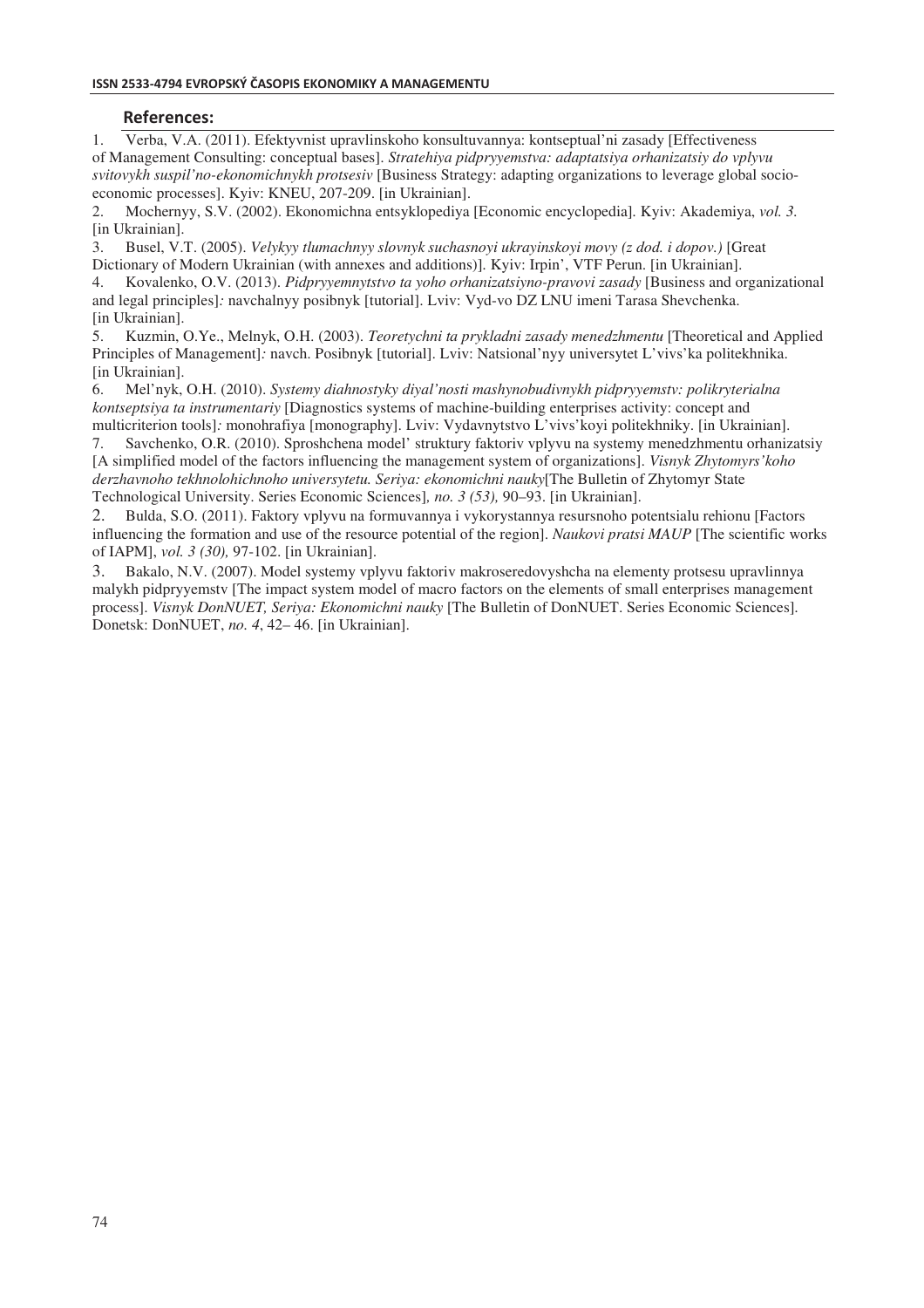## References:

1. Verba, V.A. (2011). Efektyvnist upravlinskoho konsultuvannya: kontseptual'ni zasady [Effectiveness of Management Consulting: conceptual bases]. *Stratehiya pidpryyemstva: adaptatsiya orhanizatsiy do vplyvu svitovykh suspil'no-ekonomichnykh protsesiv* [Business Strategy: adapting organizations to leverage global socio-economic processes]. Kyiv: KNEU, 207-209. [in Ukrainian].
2. Mochernyy, S.V. (2002). Ekonomichna entsyklopediya [Economic encyclopedia]. Kyiv: Akademiya, *vol. 3.* [in Ukrainian].
3. Busel, V.T. (2005). *Velykyy tlumachnyy slovnyk suchasnoyi ukrayinskoyi movy (z dod. i dopov.)* [Great Dictionary of Modern Ukrainian (with annexes and additions)]. Kyiv: Irpin', VTF Perun. [in Ukrainian].
4. Kovalenko, O.V. (2013). *Pidpryyemnytstvo ta yoho orhanizatsiyno-pravovi zasady* [Business and organizational and legal principles]*:* navchalnyy posibnyk [tutorial]. Lviv: Vyd-vo DZ LNU imeni Tarasa Shevchenka. [in Ukrainian].
5. Kuzmin, O.Ye., Melnyk, O.H. (2003). *Teoretychni ta prykladni zasady menedzhmentu* [Theoretical and Applied Principles of Management]*:* navch. Posibnyk [tutorial]. Lviv: Natsional'nyy universytet L'vivs'ka politekhnika. [in Ukrainian].
6. Mel'nyk, O.H. (2010). *Systemy diahnostyky diyal'nosti mashynobudivnykh pidpryyemstv: polikryterialna kontseptsiya ta instrumentariy* [Diagnostics systems of machine-building enterprises activity: concept and multicriterion tools]*:* monohrafiya [monography]. Lviv: Vydavnytstvo L'vivs'koyi politekhniky. [in Ukrainian].
7. Savchenko, O.R. (2010). Sproshchena model' struktury faktoriv vplyvu na systemy menedzhmentu orhanizatsiy [A simplified model of the factors influencing the management system of organizations]. *Visnyk Zhytomyrs'koho derzhavnoho tekhnolohichnoho universytetu. Seriya: ekonomichni nauky*[The Bulletin of Zhytomyr State Technological University. Series Economic Sciences]*, no. 3 (53),* 90–93. [in Ukrainian].
2. Bulda, S.O. (2011). Faktory vplyvu na formuvannya i vykorystannya resursnoho potentsialu rehionu [Factors influencing the formation and use of the resource potential of the region]. *Naukovi pratsi MAUP* [The scientific works of IAPM], *vol. 3 (30),* 97-102. [in Ukrainian].
3. Bakalo, N.V. (2007). Model systemy vplyvu faktoriv makroseredovyshcha na elementy protsesu upravlinnya malykh pidpryyemstv [The impact system model of macro factors on the elements of small enterprises management process]. *Visnyk DonNUET, Seriya: Ekonomichni nauky* [The Bulletin of DonNUET. Series Economic Sciences]. Donetsk: DonNUET, *no. 4*, 42– 46. [in Ukrainian].